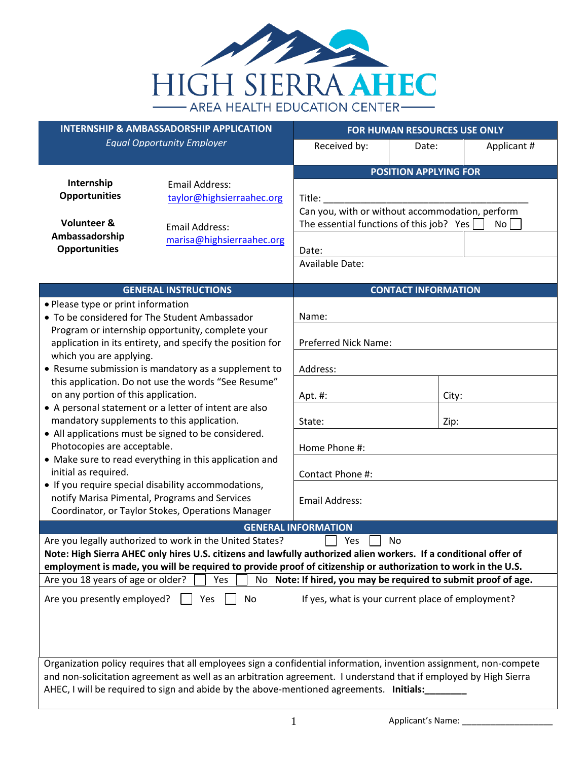# HIGH SIERRA AHEC

AREA HEALTH EDUCATION CENTER

| INTERNSHIP & AMBASSADORSHIP APPLICATION *Equal Opportunity Employer* | FOR HUMAN RESOURCES USE ONLY | | |
|---|---|---|---|
| | Received by: | Date: | Applicant # |

**Internship Opportunities** — Email Address: taylor@highsierraahec.org

**Volunteer & Ambassadorship Opportunities** — Email Address: marisa@highsierraahec.org

**POSITION APPLYING FOR**

Title: ___________________________________________

Can you, with or without accommodation, perform The essential functions of this job? Yes ☐ No ☐

Date:

Available Date:

## GENERAL INSTRUCTIONS

- Please type or print information
- To be considered for The Student Ambassador Program or internship opportunity, complete your application in its entirety, and specify the position for which you are applying.
- Resume submission is mandatory as a supplement to this application. Do not use the words "See Resume" on any portion of this application.
- A personal statement or a letter of intent are also mandatory supplements to this application.
- All applications must be signed to be considered. Photocopies are acceptable.
- Make sure to read everything in this application and initial as required.
- If you require special disability accommodations, notify Marisa Pimental, Programs and Services Coordinator, or Taylor Stokes, Operations Manager

## CONTACT INFORMATION

| | |
|---|---|
| Name: | |
| Preferred Nick Name: | |
| Address: | |
| Apt. #: | City: |
| State: | Zip: |
| Home Phone #: | |
| Contact Phone #: | |
| Email Address: | |

## GENERAL INFORMATION

Are you legally authorized to work in the United States? ☐ Yes ☐ No

**Note: High Sierra AHEC only hires U.S. citizens and lawfully authorized alien workers. If a conditional offer of employment is made, you will be required to provide proof of citizenship or authorization to work in the U.S.**

Are you 18 years of age or older? ☐ Yes ☐ No **Note: If hired, you may be required to submit proof of age.**

Are you presently employed? ☐ Yes ☐ No If yes, what is your current place of employment?

Organization policy requires that all employees sign a confidential information, invention assignment, non-compete and non-solicitation agreement as well as an arbitration agreement. I understand that if employed by High Sierra AHEC, I will be required to sign and abide by the above-mentioned agreements. **Initials:________**

Applicant's Name: ___________________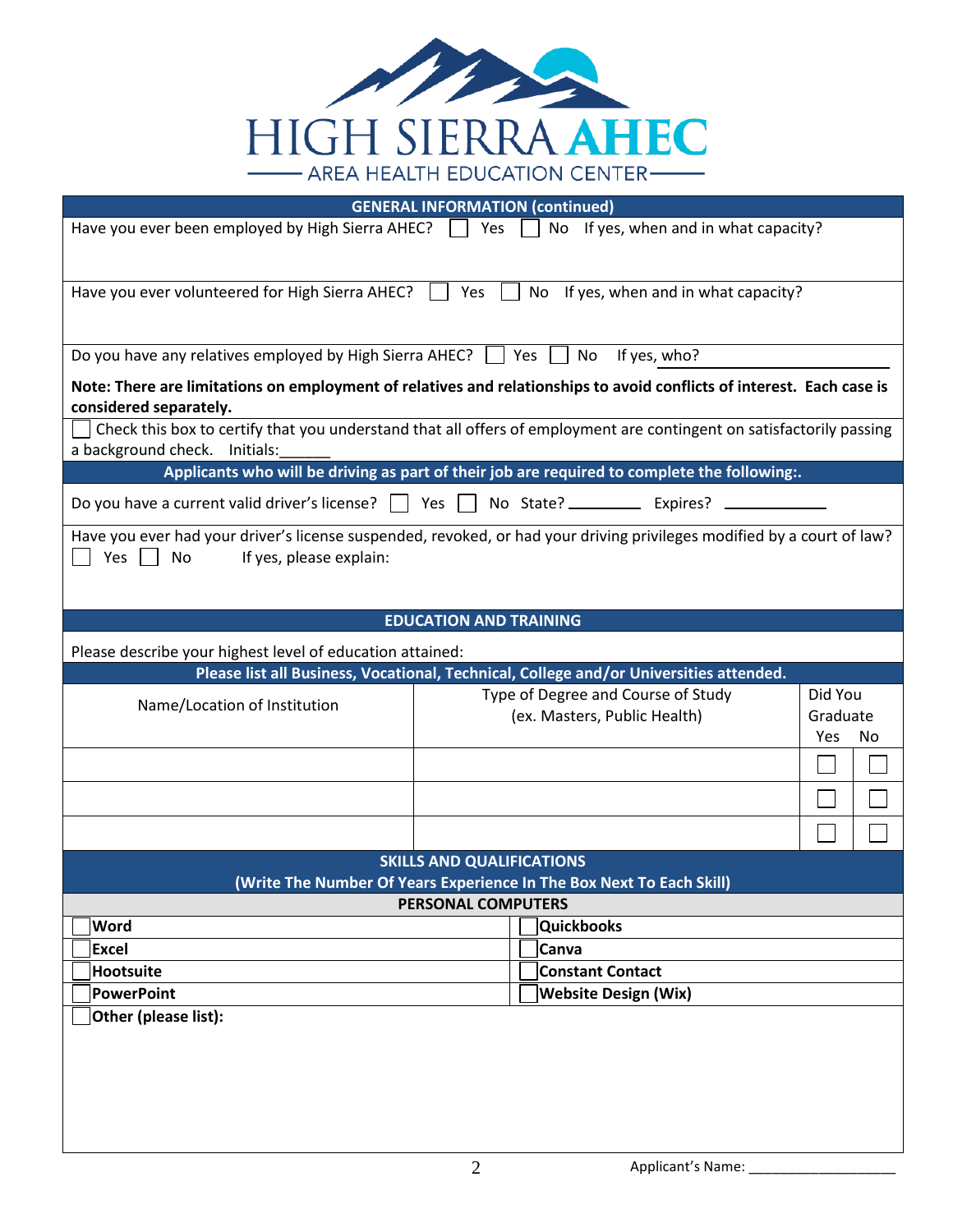# HIGH SIERRA AHEC

AREA HEALTH EDUCATION CENTER

## GENERAL INFORMATION (continued)

Have you ever been employed by High Sierra AHEC? ☐ Yes ☐ No If yes, when and in what capacity?

Have you ever volunteered for High Sierra AHEC? ☐ Yes ☐ No If yes, when and in what capacity?

Do you have any relatives employed by High Sierra AHEC? ☐ Yes ☐ No If yes, who? ____________________

**Note: There are limitations on employment of relatives and relationships to avoid conflicts of interest. Each case is considered separately.**

☐ Check this box to certify that you understand that all offers of employment are contingent on satisfactorily passing a background check. Initials:______

## Applicants who will be driving as part of their job are required to complete the following:.

Do you have a current valid driver's license? ☐ Yes ☐ No State? ________ Expires? ____________

Have you ever had your driver's license suspended, revoked, or had your driving privileges modified by a court of law?
☐ Yes ☐ No If yes, please explain:

## EDUCATION AND TRAINING

Please describe your highest level of education attained:

## Please list all Business, Vocational, Technical, College and/or Universities attended.

| Name/Location of Institution | Type of Degree and Course of Study (ex. Masters, Public Health) | Did You Graduate Yes | No |
|---|---|---|---|
| | | ☐ | ☐ |
| | | ☐ | ☐ |
| | | ☐ | ☐ |

## SKILLS AND QUALIFICATIONS

## (Write The Number Of Years Experience In The Box Next To Each Skill)

### PERSONAL COMPUTERS

| | |
|---|---|
| ☐ **Word** | ☐ **Quickbooks** |
| ☐ **Excel** | ☐ **Canva** |
| ☐ **Hootsuite** | ☐ **Constant Contact** |
| ☐ **PowerPoint** | ☐ **Website Design (Wix)** |

☐ **Other (please list):**

Applicant's Name: ____________________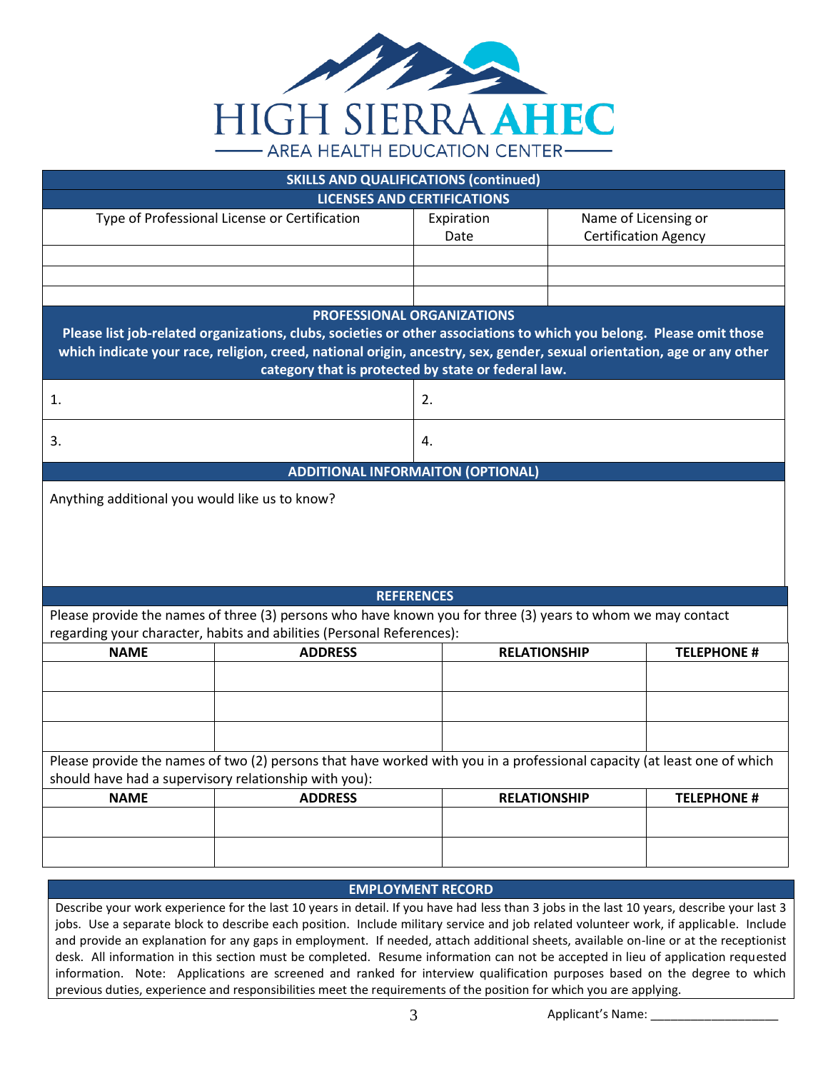HIGH SIERRA AHEC
AREA HEALTH EDUCATION CENTER

## SKILLS AND QUALIFICATIONS (continued)

### LICENSES AND CERTIFICATIONS

| Type of Professional License or Certification | Expiration Date | Name of Licensing or Certification Agency |
|---|---|---|
| | | |
| | | |
| | | |

### PROFESSIONAL ORGANIZATIONS

**Please list job-related organizations, clubs, societies or other associations to which you belong. Please omit those which indicate your race, religion, creed, national origin, ancestry, sex, gender, sexual orientation, age or any other category that is protected by state or federal law.**

| | |
|---|---|
| 1. | 2. |
| 3. | 4. |

### ADDITIONAL INFORMAITON (OPTIONAL)

Anything additional you would like us to know?

### REFERENCES

Please provide the names of three (3) persons who have known you for three (3) years to whom we may contact regarding your character, habits and abilities (Personal References):

| NAME | ADDRESS | RELATIONSHIP | TELEPHONE # |
|---|---|---|---|
| | | | |
| | | | |
| | | | |

Please provide the names of two (2) persons that have worked with you in a professional capacity (at least one of which should have had a supervisory relationship with you):

| NAME | ADDRESS | RELATIONSHIP | TELEPHONE # |
|---|---|---|---|
| | | | |
| | | | |

### EMPLOYMENT RECORD

Describe your work experience for the last 10 years in detail. If you have had less than 3 jobs in the last 10 years, describe your last 3 jobs. Use a separate block to describe each position. Include military service and job related volunteer work, if applicable. Include and provide an explanation for any gaps in employment. If needed, attach additional sheets, available on-line or at the receptionist desk. All information in this section must be completed. Resume information can not be accepted in lieu of application requested information. Note: Applications are screened and ranked for interview qualification purposes based on the degree to which previous duties, experience and responsibilities meet the requirements of the position for which you are applying.

Applicant's Name: ___________________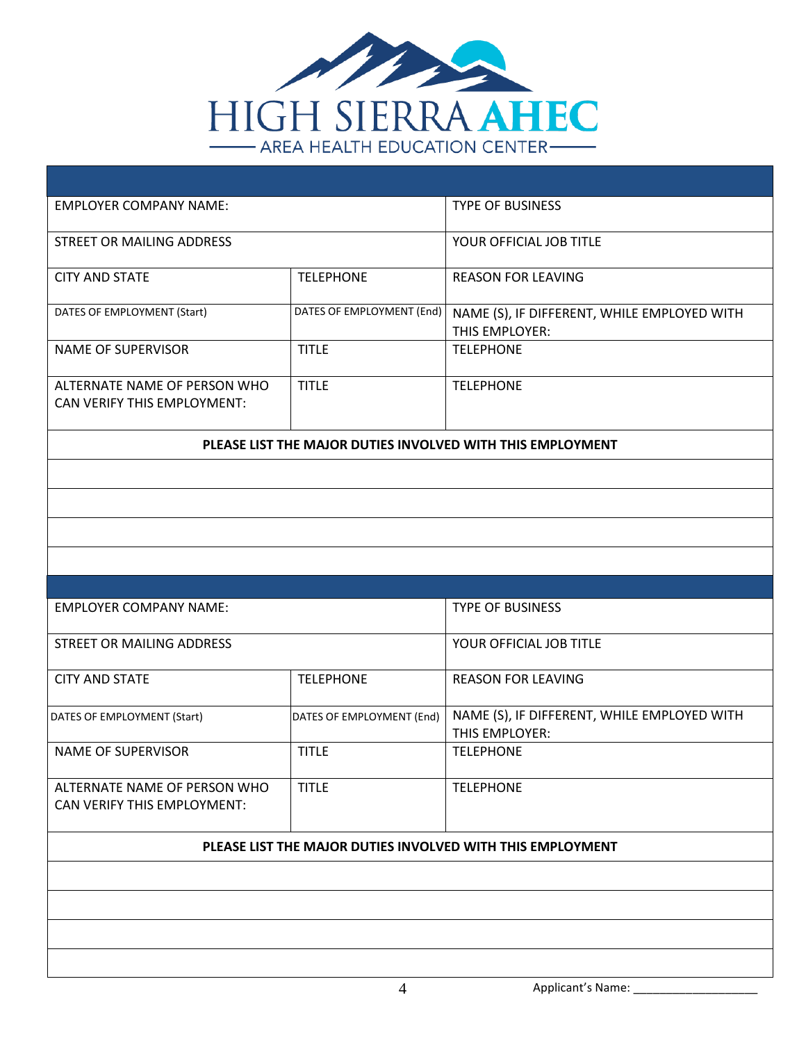HIGH SIERRA AHEC
AREA HEALTH EDUCATION CENTER

| | | |
|---|---|---|
| EMPLOYER COMPANY NAME: | | TYPE OF BUSINESS |
| STREET OR MAILING ADDRESS | | YOUR OFFICIAL JOB TITLE |
| CITY AND STATE | TELEPHONE | REASON FOR LEAVING |
| DATES OF EMPLOYMENT (Start) | DATES OF EMPLOYMENT (End) | NAME (S), IF DIFFERENT, WHILE EMPLOYED WITH THIS EMPLOYER: |
| NAME OF SUPERVISOR | TITLE | TELEPHONE |
| ALTERNATE NAME OF PERSON WHO CAN VERIFY THIS EMPLOYMENT: | TITLE | TELEPHONE |
| **PLEASE LIST THE MAJOR DUTIES INVOLVED WITH THIS EMPLOYMENT** | | |
| | | |
| | | |
| | | |
| | | |

| | | |
|---|---|---|
| EMPLOYER COMPANY NAME: | | TYPE OF BUSINESS |
| STREET OR MAILING ADDRESS | | YOUR OFFICIAL JOB TITLE |
| CITY AND STATE | TELEPHONE | REASON FOR LEAVING |
| DATES OF EMPLOYMENT (Start) | DATES OF EMPLOYMENT (End) | NAME (S), IF DIFFERENT, WHILE EMPLOYED WITH THIS EMPLOYER: |
| NAME OF SUPERVISOR | TITLE | TELEPHONE |
| ALTERNATE NAME OF PERSON WHO CAN VERIFY THIS EMPLOYMENT: | TITLE | TELEPHONE |
| **PLEASE LIST THE MAJOR DUTIES INVOLVED WITH THIS EMPLOYMENT** | | |
| | | |
| | | |
| | | |
| | | |

Applicant's Name: ___________________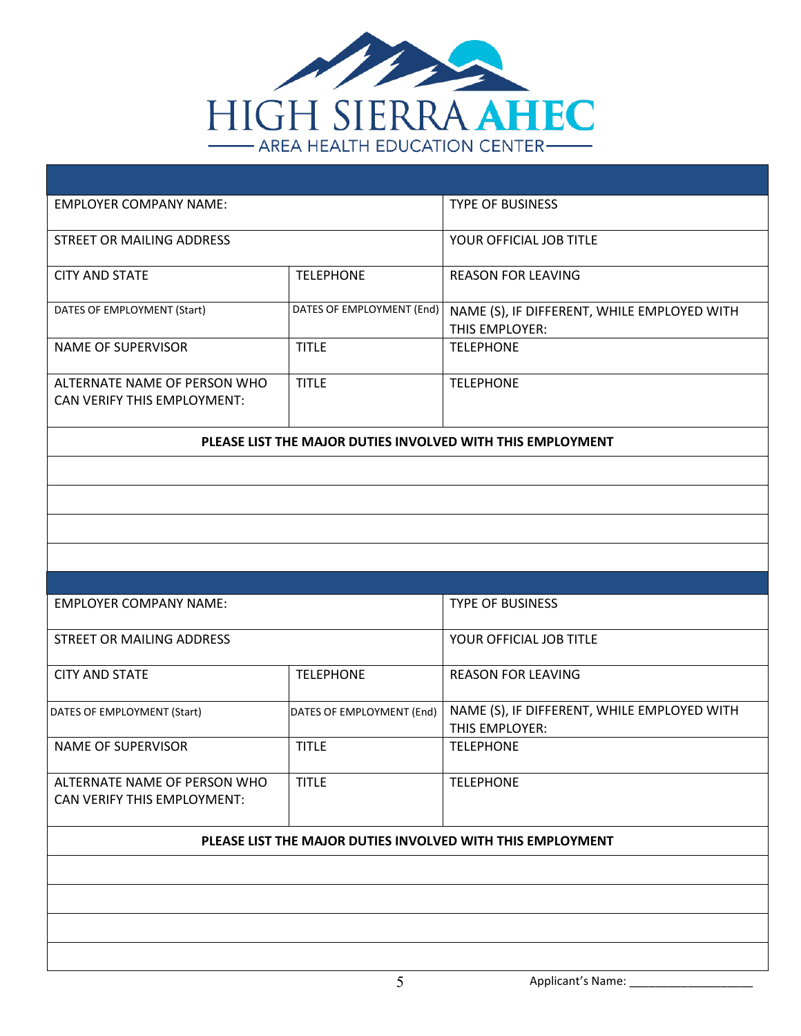# HIGH SIERRA AHEC

AREA HEALTH EDUCATION CENTER

| | | |
|---|---|---|
| EMPLOYER COMPANY NAME: | | TYPE OF BUSINESS |
| STREET OR MAILING ADDRESS | | YOUR OFFICIAL JOB TITLE |
| CITY AND STATE | TELEPHONE | REASON FOR LEAVING |
| DATES OF EMPLOYMENT (Start) | DATES OF EMPLOYMENT (End) | NAME (S), IF DIFFERENT, WHILE EMPLOYED WITH THIS EMPLOYER: |
| NAME OF SUPERVISOR | TITLE | TELEPHONE |
| ALTERNATE NAME OF PERSON WHO CAN VERIFY THIS EMPLOYMENT: | TITLE | TELEPHONE |

**PLEASE LIST THE MAJOR DUTIES INVOLVED WITH THIS EMPLOYMENT**

| |
|---|
| |
| |
| |
| |

| | | |
|---|---|---|
| EMPLOYER COMPANY NAME: | | TYPE OF BUSINESS |
| STREET OR MAILING ADDRESS | | YOUR OFFICIAL JOB TITLE |
| CITY AND STATE | TELEPHONE | REASON FOR LEAVING |
| DATES OF EMPLOYMENT (Start) | DATES OF EMPLOYMENT (End) | NAME (S), IF DIFFERENT, WHILE EMPLOYED WITH THIS EMPLOYER: |
| NAME OF SUPERVISOR | TITLE | TELEPHONE |
| ALTERNATE NAME OF PERSON WHO CAN VERIFY THIS EMPLOYMENT: | TITLE | TELEPHONE |

**PLEASE LIST THE MAJOR DUTIES INVOLVED WITH THIS EMPLOYMENT**

| |
|---|
| |
| |
| |
| |

Applicant's Name: ___________________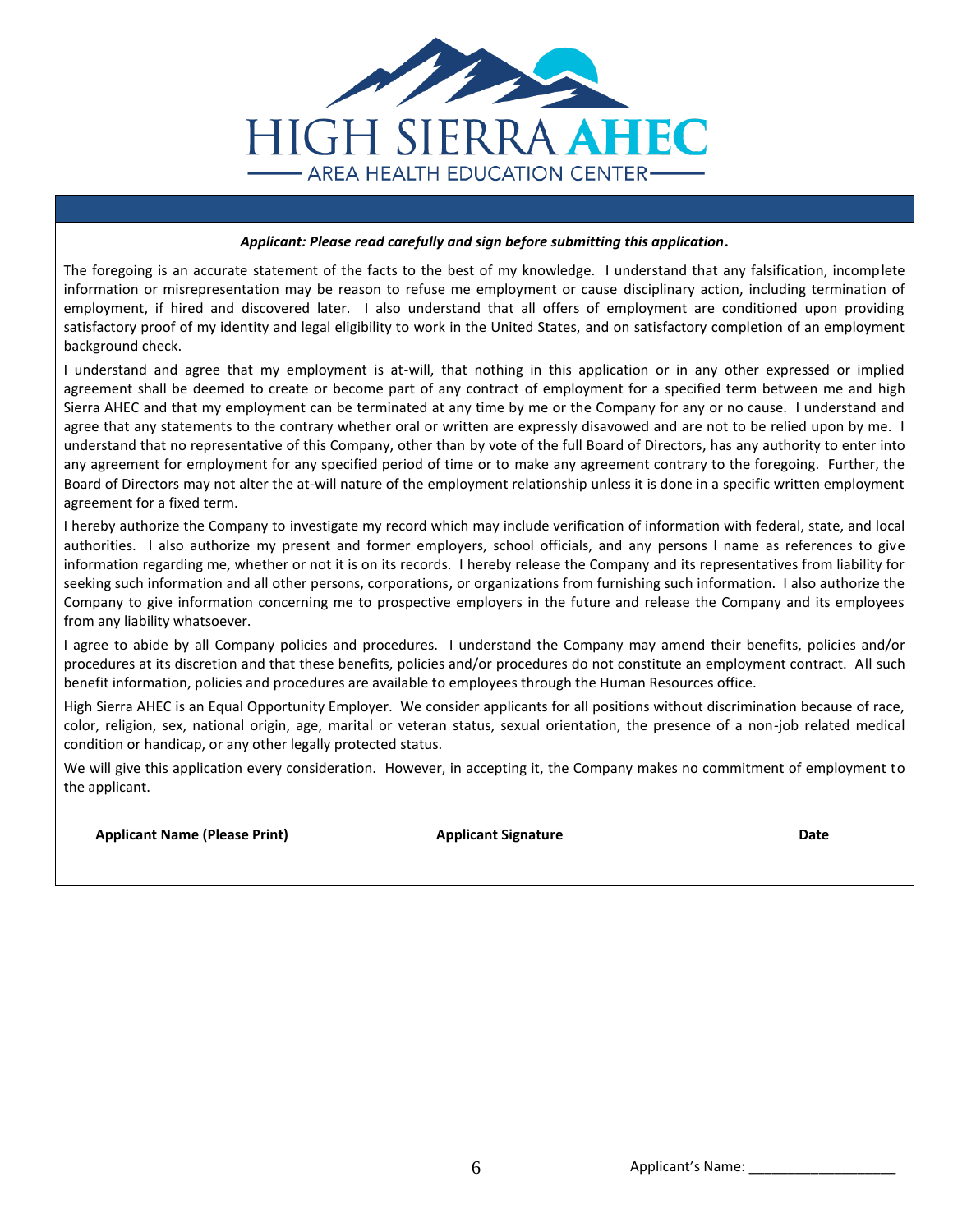# HIGH SIERRA AHEC

AREA HEALTH EDUCATION CENTER

***Applicant: Please read carefully and sign before submitting this application.***

The foregoing is an accurate statement of the facts to the best of my knowledge. I understand that any falsification, incomplete information or misrepresentation may be reason to refuse me employment or cause disciplinary action, including termination of employment, if hired and discovered later. I also understand that all offers of employment are conditioned upon providing satisfactory proof of my identity and legal eligibility to work in the United States, and on satisfactory completion of an employment background check.

I understand and agree that my employment is at-will, that nothing in this application or in any other expressed or implied agreement shall be deemed to create or become part of any contract of employment for a specified term between me and high Sierra AHEC and that my employment can be terminated at any time by me or the Company for any or no cause. I understand and agree that any statements to the contrary whether oral or written are expressly disavowed and are not to be relied upon by me. I understand that no representative of this Company, other than by vote of the full Board of Directors, has any authority to enter into any agreement for employment for any specified period of time or to make any agreement contrary to the foregoing. Further, the Board of Directors may not alter the at-will nature of the employment relationship unless it is done in a specific written employment agreement for a fixed term.

I hereby authorize the Company to investigate my record which may include verification of information with federal, state, and local authorities. I also authorize my present and former employers, school officials, and any persons I name as references to give information regarding me, whether or not it is on its records. I hereby release the Company and its representatives from liability for seeking such information and all other persons, corporations, or organizations from furnishing such information. I also authorize the Company to give information concerning me to prospective employers in the future and release the Company and its employees from any liability whatsoever.

I agree to abide by all Company policies and procedures. I understand the Company may amend their benefits, policies and/or procedures at its discretion and that these benefits, policies and/or procedures do not constitute an employment contract. All such benefit information, policies and procedures are available to employees through the Human Resources office.

High Sierra AHEC is an Equal Opportunity Employer. We consider applicants for all positions without discrimination because of race, color, religion, sex, national origin, age, marital or veteran status, sexual orientation, the presence of a non-job related medical condition or handicap, or any other legally protected status.

We will give this application every consideration. However, in accepting it, the Company makes no commitment of employment to the applicant.

| **Applicant Name (Please Print)** | **Applicant Signature** | **Date** |
|---|---|---|
| | | |

Applicant's Name: ___________________